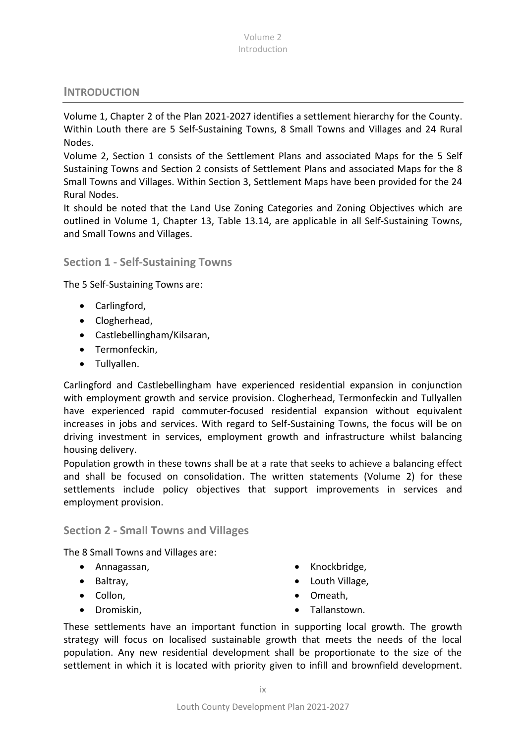## INTRODUCTION

Volume 1, Chapter 2 of the Plan 2021-2027 identifies a settlement hierarchy for the County. Within Louth there are 5 Self-Sustaining Towns, 8 Small Towns and Villages and 24 Rural Nodes.

Volume 2, Section 1 consists of the Settlement Plans and associated Maps for the 5 Self Sustaining Towns and Section 2 consists of Settlement Plans and associated Maps for the 8 Small Towns and Villages. Within Section 3, Settlement Maps have been provided for the 24 Rural Nodes.

It should be noted that the Land Use Zoning Categories and Zoning Objectives which are outlined in Volume 1, Chapter 13, Table 13.14, are applicable in all Self-Sustaining Towns, and Small Towns and Villages.

### Section 1 - Self-Sustaining Towns

The 5 Self-Sustaining Towns are:

- Carlingford,
- Clogherhead,
- Castlebellingham/Kilsaran,
- Termonfeckin,
- Tullyallen.

Carlingford and Castlebellingham have experienced residential expansion in conjunction with employment growth and service provision. Clogherhead, Termonfeckin and Tullyallen have experienced rapid commuter-focused residential expansion without equivalent increases in jobs and services. With regard to Self-Sustaining Towns, the focus will be on driving investment in services, employment growth and infrastructure whilst balancing housing delivery.

Population growth in these towns shall be at a rate that seeks to achieve a balancing effect and shall be focused on consolidation. The written statements (Volume 2) for these settlements include policy objectives that support improvements in services and employment provision.

### Section 2 - Small Towns and Villages

The 8 Small Towns and Villages are:

- Annagassan,
- Baltray,
- Collon,
- Dromiskin,
- Knockbridge,
- Louth Village,
- Omeath,
- Tallanstown.

These settlements have an important function in supporting local growth. The growth strategy will focus on localised sustainable growth that meets the needs of the local population. Any new residential development shall be proportionate to the size of the settlement in which it is located with priority given to infill and brownfield development.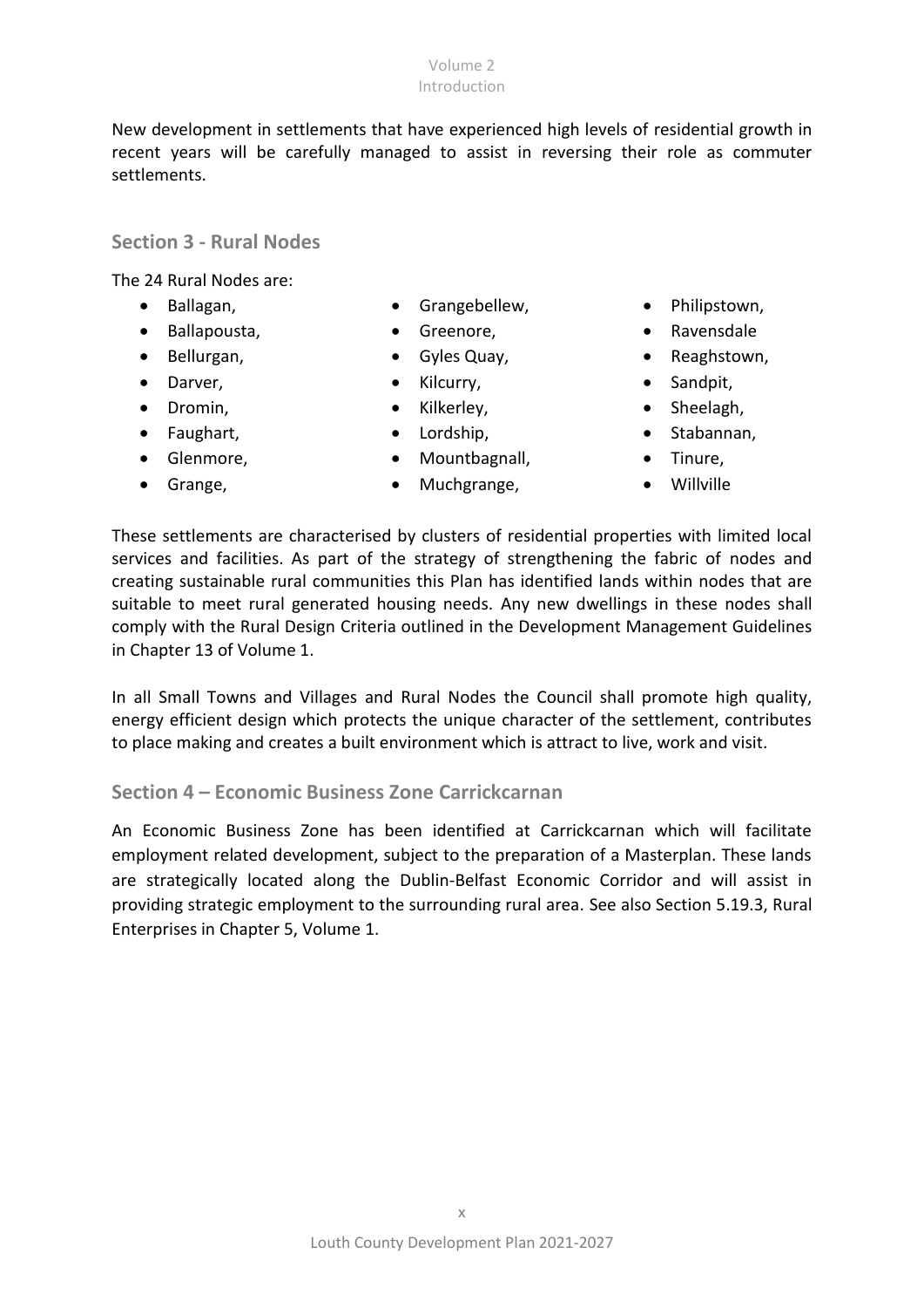New development in settlements that have experienced high levels of residential growth in recent years will be carefully managed to assist in reversing their role as commuter settlements.

## Section 3 - Rural Nodes

The 24 Rural Nodes are:

- Ballagan,
- Ballapousta,
- Bellurgan,
- Darver,
- Dromin,
- Faughart,
- Glenmore,
- Grange,
- Grangebellew,
- Greenore,
- Gyles Quay,
- Kilcurry,
- Kilkerley,
- Lordship,
- Mountbagnall,
- Muchgrange,
- Philipstown,
- Ravensdale
- Reaghstown,
- Sandpit,
- Sheelagh,
- Stabannan,
- Tinure,
- Willville

These settlements are characterised by clusters of residential properties with limited local services and facilities. As part of the strategy of strengthening the fabric of nodes and creating sustainable rural communities this Plan has identified lands within nodes that are suitable to meet rural generated housing needs. Any new dwellings in these nodes shall comply with the Rural Design Criteria outlined in the Development Management Guidelines in Chapter 13 of Volume 1.

In all Small Towns and Villages and Rural Nodes the Council shall promote high quality, energy efficient design which protects the unique character of the settlement, contributes to place making and creates a built environment which is attract to live, work and visit.

## Section 4 – Economic Business Zone Carrickcarnan

An Economic Business Zone has been identified at Carrickcarnan which will facilitate employment related development, subject to the preparation of a Masterplan. These lands are strategically located along the Dublin-Belfast Economic Corridor and will assist in providing strategic employment to the surrounding rural area. See also Section 5.19.3, Rural Enterprises in Chapter 5, Volume 1.